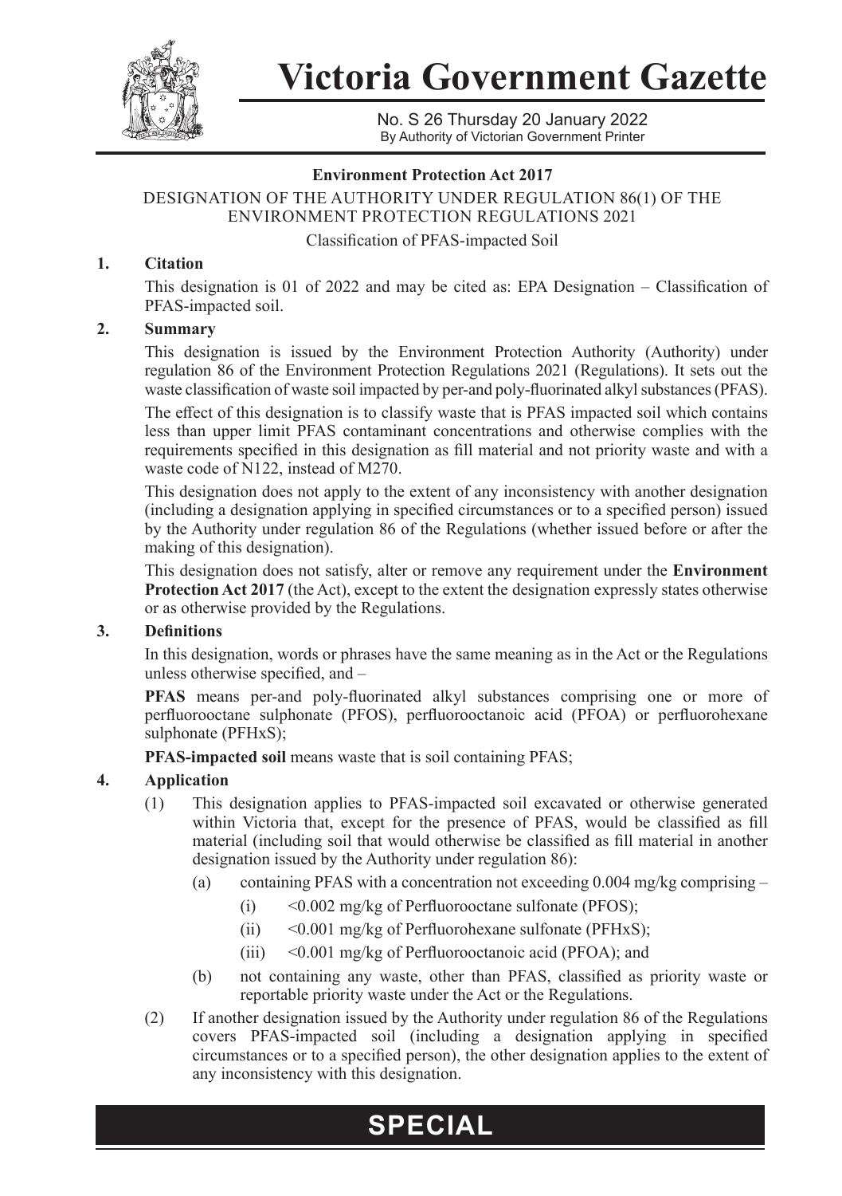# Victoria Government Gazette

No. S 26 Thursday 20 January 2022
By Authority of Victorian Government Printer

**Environment Protection Act 2017**

DESIGNATION OF THE AUTHORITY UNDER REGULATION 86(1) OF THE ENVIRONMENT PROTECTION REGULATIONS 2021

Classification of PFAS-impacted Soil

**1. Citation**

This designation is 01 of 2022 and may be cited as: EPA Designation – Classification of PFAS-impacted soil.

**2. Summary**

This designation is issued by the Environment Protection Authority (Authority) under regulation 86 of the Environment Protection Regulations 2021 (Regulations). It sets out the waste classification of waste soil impacted by per-and poly-fluorinated alkyl substances (PFAS).

The effect of this designation is to classify waste that is PFAS impacted soil which contains less than upper limit PFAS contaminant concentrations and otherwise complies with the requirements specified in this designation as fill material and not priority waste and with a waste code of N122, instead of M270.

This designation does not apply to the extent of any inconsistency with another designation (including a designation applying in specified circumstances or to a specified person) issued by the Authority under regulation 86 of the Regulations (whether issued before or after the making of this designation).

This designation does not satisfy, alter or remove any requirement under the **Environment Protection Act 2017** (the Act), except to the extent the designation expressly states otherwise or as otherwise provided by the Regulations.

**3. Definitions**

In this designation, words or phrases have the same meaning as in the Act or the Regulations unless otherwise specified, and –

**PFAS** means per-and poly-fluorinated alkyl substances comprising one or more of perfluorooctane sulphonate (PFOS), perfluorooctanoic acid (PFOA) or perfluorohexane sulphonate (PFHxS);

**PFAS-impacted soil** means waste that is soil containing PFAS;

**4. Application**

(1) This designation applies to PFAS-impacted soil excavated or otherwise generated within Victoria that, except for the presence of PFAS, would be classified as fill material (including soil that would otherwise be classified as fill material in another designation issued by the Authority under regulation 86):

   (a) containing PFAS with a concentration not exceeding 0.004 mg/kg comprising –

      (i) <0.002 mg/kg of Perfluorooctane sulfonate (PFOS);

      (ii) <0.001 mg/kg of Perfluorohexane sulfonate (PFHxS);

      (iii) <0.001 mg/kg of Perfluorooctanoic acid (PFOA); and

   (b) not containing any waste, other than PFAS, classified as priority waste or reportable priority waste under the Act or the Regulations.

(2) If another designation issued by the Authority under regulation 86 of the Regulations covers PFAS-impacted soil (including a designation applying in specified circumstances or to a specified person), the other designation applies to the extent of any inconsistency with this designation.

**SPECIAL**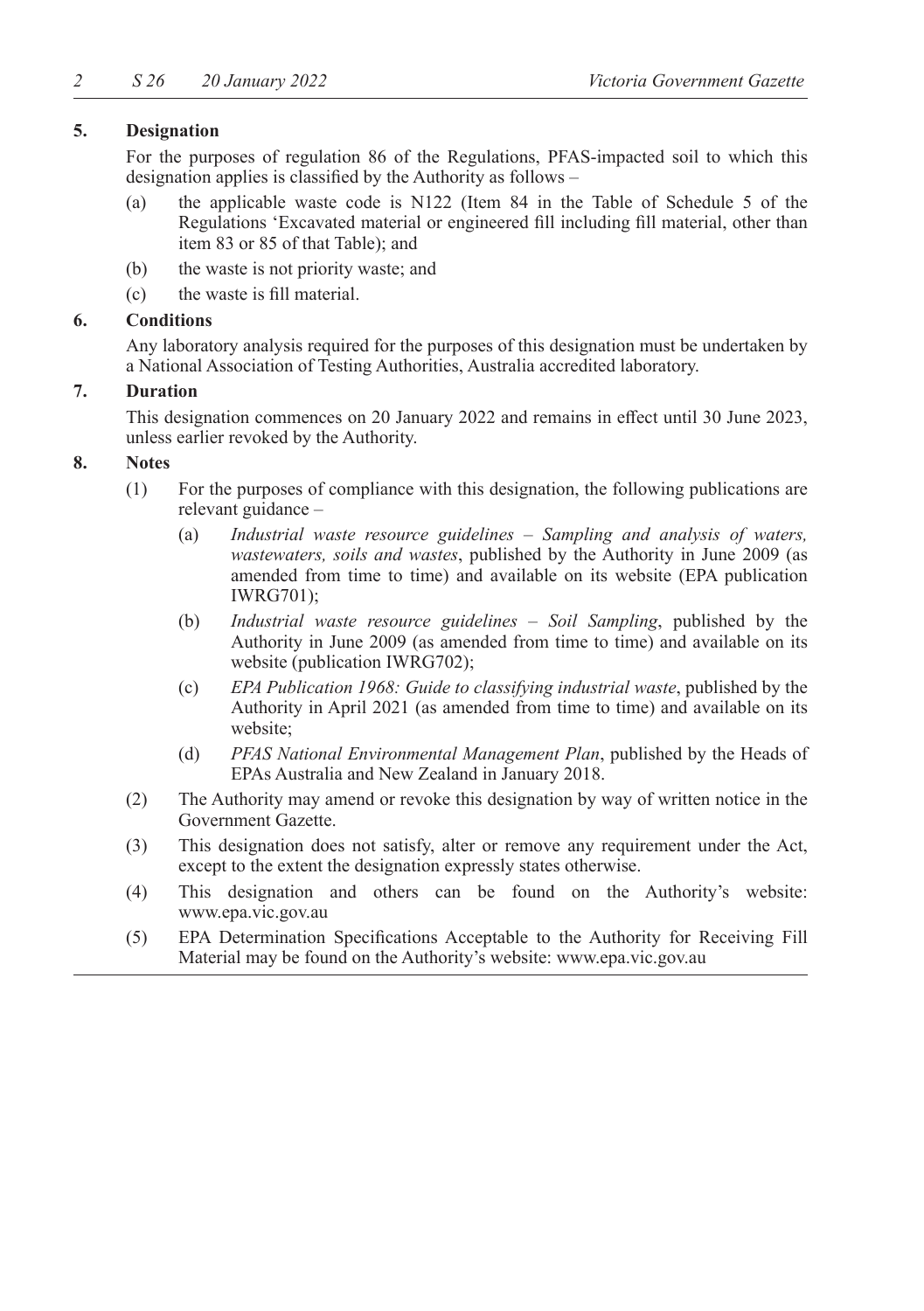## 5. Designation

For the purposes of regulation 86 of the Regulations, PFAS-impacted soil to which this designation applies is classified by the Authority as follows –

(a) the applicable waste code is N122 (Item 84 in the Table of Schedule 5 of the Regulations 'Excavated material or engineered fill including fill material, other than item 83 or 85 of that Table); and

(b) the waste is not priority waste; and

(c) the waste is fill material.

## 6. Conditions

Any laboratory analysis required for the purposes of this designation must be undertaken by a National Association of Testing Authorities, Australia accredited laboratory.

## 7. Duration

This designation commences on 20 January 2022 and remains in effect until 30 June 2023, unless earlier revoked by the Authority.

## 8. Notes

(1) For the purposes of compliance with this designation, the following publications are relevant guidance –

(a) *Industrial waste resource guidelines – Sampling and analysis of waters, wastewaters, soils and wastes*, published by the Authority in June 2009 (as amended from time to time) and available on its website (EPA publication IWRG701);

(b) *Industrial waste resource guidelines – Soil Sampling*, published by the Authority in June 2009 (as amended from time to time) and available on its website (publication IWRG702);

(c) *EPA Publication 1968: Guide to classifying industrial waste*, published by the Authority in April 2021 (as amended from time to time) and available on its website;

(d) *PFAS National Environmental Management Plan*, published by the Heads of EPAs Australia and New Zealand in January 2018.

(2) The Authority may amend or revoke this designation by way of written notice in the Government Gazette.

(3) This designation does not satisfy, alter or remove any requirement under the Act, except to the extent the designation expressly states otherwise.

(4) This designation and others can be found on the Authority's website: www.epa.vic.gov.au

(5) EPA Determination Specifications Acceptable to the Authority for Receiving Fill Material may be found on the Authority's website: www.epa.vic.gov.au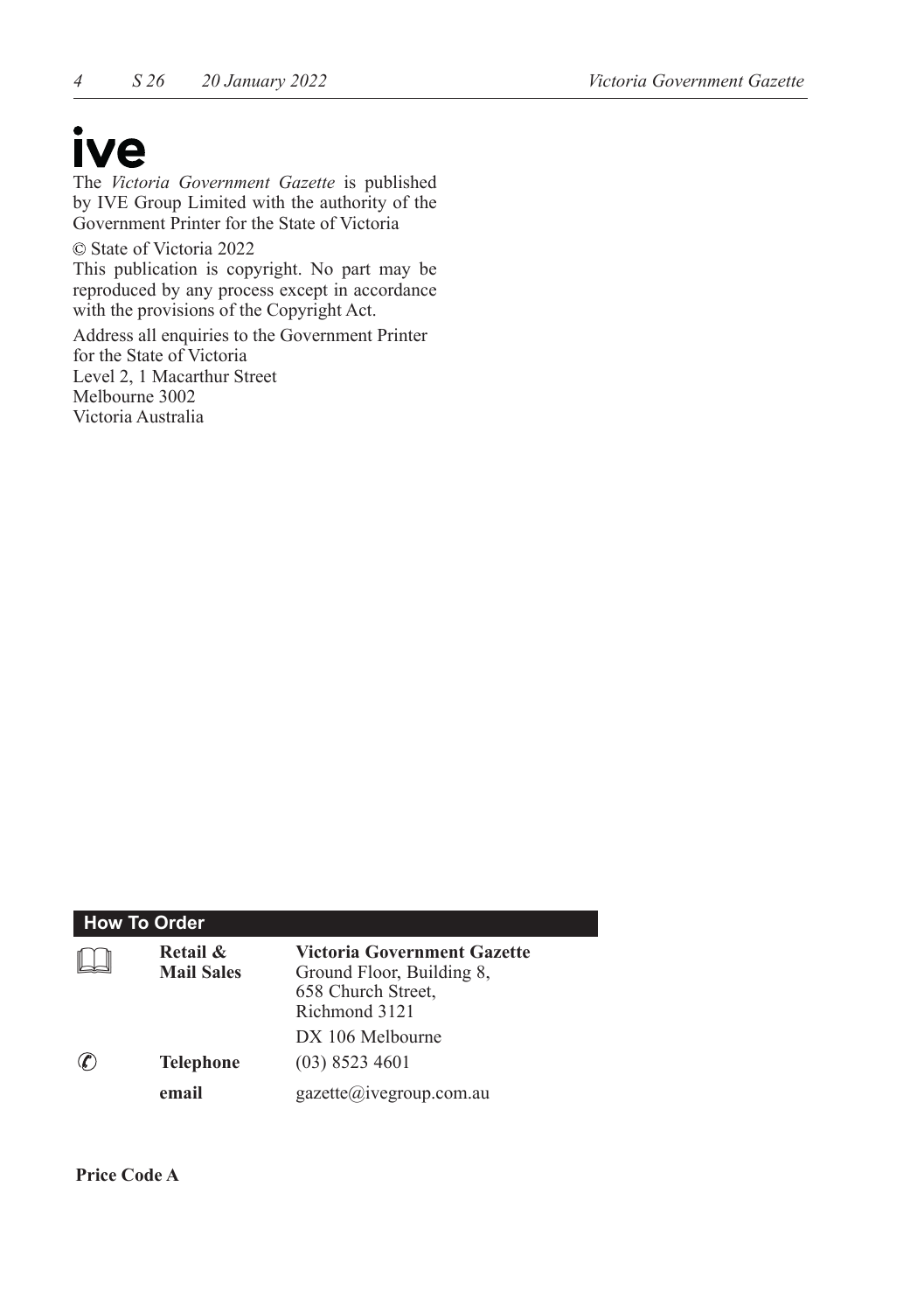ive

The *Victoria Government Gazette* is published by IVE Group Limited with the authority of the Government Printer for the State of Victoria

© State of Victoria 2022

This publication is copyright. No part may be reproduced by any process except in accordance with the provisions of the Copyright Act.

Address all enquiries to the Government Printer for the State of Victoria
Level 2, 1 Macarthur Street
Melbourne 3002
Victoria Australia

## How To Order

| | | |
|---|---|---|
| | **Retail & Mail Sales** | **Victoria Government Gazette**<br>Ground Floor, Building 8,<br>658 Church Street,<br>Richmond 3121 |
| | | DX 106 Melbourne |
| | **Telephone** | (03) 8523 4601 |
| | **email** | gazette@ivegroup.com.au |

**Price Code A**